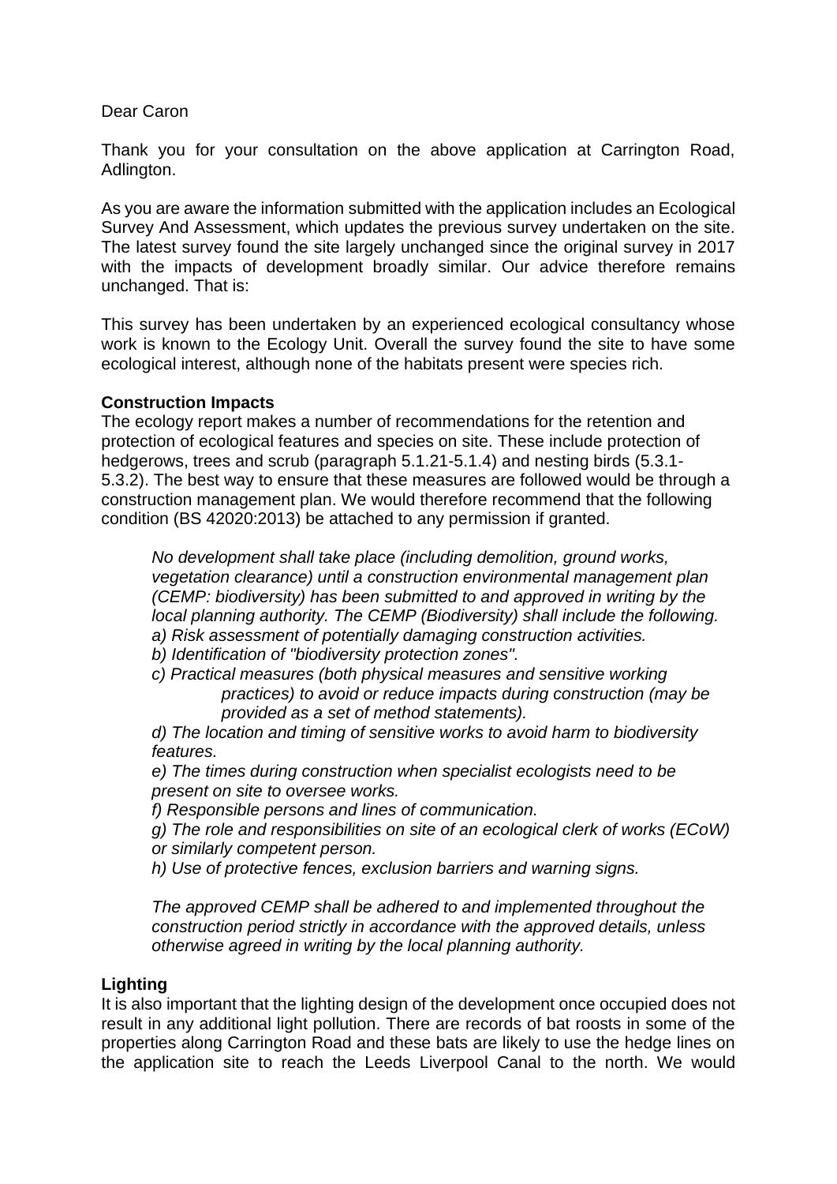Dear Caron

Thank you for your consultation on the above application at Carrington Road, Adlington.

As you are aware the information submitted with the application includes an Ecological Survey And Assessment, which updates the previous survey undertaken on the site. The latest survey found the site largely unchanged since the original survey in 2017 with the impacts of development broadly similar. Our advice therefore remains unchanged. That is:

This survey has been undertaken by an experienced ecological consultancy whose work is known to the Ecology Unit. Overall the survey found the site to have some ecological interest, although none of the habitats present were species rich.

**Construction Impacts**

The ecology report makes a number of recommendations for the retention and protection of ecological features and species on site. These include protection of hedgerows, trees and scrub (paragraph 5.1.21-5.1.4) and nesting birds (5.3.1-5.3.2). The best way to ensure that these measures are followed would be through a construction management plan. We would therefore recommend that the following condition (BS 42020:2013) be attached to any permission if granted.

> *No development shall take place (including demolition, ground works, vegetation clearance) until a construction environmental management plan (CEMP: biodiversity) has been submitted to and approved in writing by the local planning authority. The CEMP (Biodiversity) shall include the following.*
> *a) Risk assessment of potentially damaging construction activities.*
> *b) Identification of "biodiversity protection zones".*
> *c) Practical measures (both physical measures and sensitive working practices) to avoid or reduce impacts during construction (may be provided as a set of method statements).*
> *d) The location and timing of sensitive works to avoid harm to biodiversity features.*
> *e) The times during construction when specialist ecologists need to be present on site to oversee works.*
> *f) Responsible persons and lines of communication.*
> *g) The role and responsibilities on site of an ecological clerk of works (ECoW) or similarly competent person.*
> *h) Use of protective fences, exclusion barriers and warning signs.*
>
> *The approved CEMP shall be adhered to and implemented throughout the construction period strictly in accordance with the approved details, unless otherwise agreed in writing by the local planning authority.*

**Lighting**

It is also important that the lighting design of the development once occupied does not result in any additional light pollution. There are records of bat roosts in some of the properties along Carrington Road and these bats are likely to use the hedge lines on the application site to reach the Leeds Liverpool Canal to the north. We would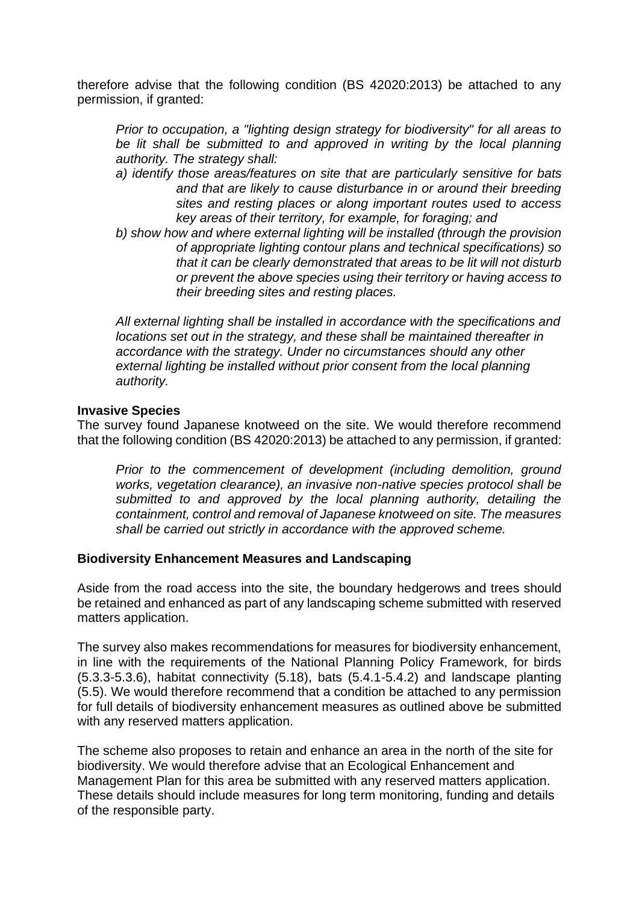therefore advise that the following condition (BS 42020:2013) be attached to any permission, if granted:

> *Prior to occupation, a "lighting design strategy for biodiversity" for all areas to be lit shall be submitted to and approved in writing by the local planning authority. The strategy shall:*
>
> *a) identify those areas/features on site that are particularly sensitive for bats and that are likely to cause disturbance in or around their breeding sites and resting places or along important routes used to access key areas of their territory, for example, for foraging; and*
>
> *b) show how and where external lighting will be installed (through the provision of appropriate lighting contour plans and technical specifications) so that it can be clearly demonstrated that areas to be lit will not disturb or prevent the above species using their territory or having access to their breeding sites and resting places.*
>
> *All external lighting shall be installed in accordance with the specifications and locations set out in the strategy, and these shall be maintained thereafter in accordance with the strategy. Under no circumstances should any other external lighting be installed without prior consent from the local planning authority.*

**Invasive Species**

The survey found Japanese knotweed on the site. We would therefore recommend that the following condition (BS 42020:2013) be attached to any permission, if granted:

> *Prior to the commencement of development (including demolition, ground works, vegetation clearance), an invasive non-native species protocol shall be submitted to and approved by the local planning authority, detailing the containment, control and removal of Japanese knotweed on site. The measures shall be carried out strictly in accordance with the approved scheme.*

**Biodiversity Enhancement Measures and Landscaping**

Aside from the road access into the site, the boundary hedgerows and trees should be retained and enhanced as part of any landscaping scheme submitted with reserved matters application.

The survey also makes recommendations for measures for biodiversity enhancement, in line with the requirements of the National Planning Policy Framework, for birds (5.3.3-5.3.6), habitat connectivity (5.18), bats (5.4.1-5.4.2) and landscape planting (5.5). We would therefore recommend that a condition be attached to any permission for full details of biodiversity enhancement measures as outlined above be submitted with any reserved matters application.

The scheme also proposes to retain and enhance an area in the north of the site for biodiversity. We would therefore advise that an Ecological Enhancement and Management Plan for this area be submitted with any reserved matters application. These details should include measures for long term monitoring, funding and details of the responsible party.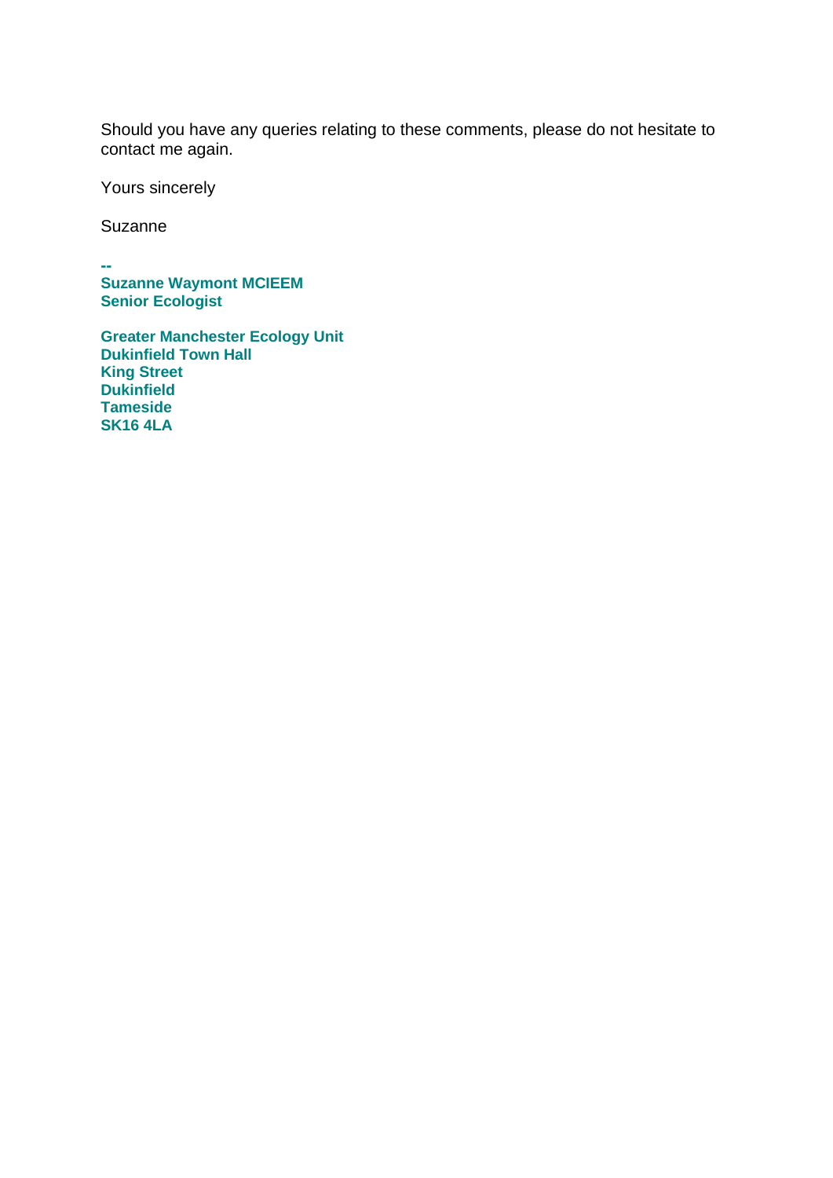Should you have any queries relating to these comments, please do not hesitate to contact me again.

Yours sincerely

Suzanne

**--**
**Suzanne Waymont MCIEEM**
**Senior Ecologist**

**Greater Manchester Ecology Unit**
**Dukinfield Town Hall**
**King Street**
**Dukinfield**
**Tameside**
**SK16 4LA**